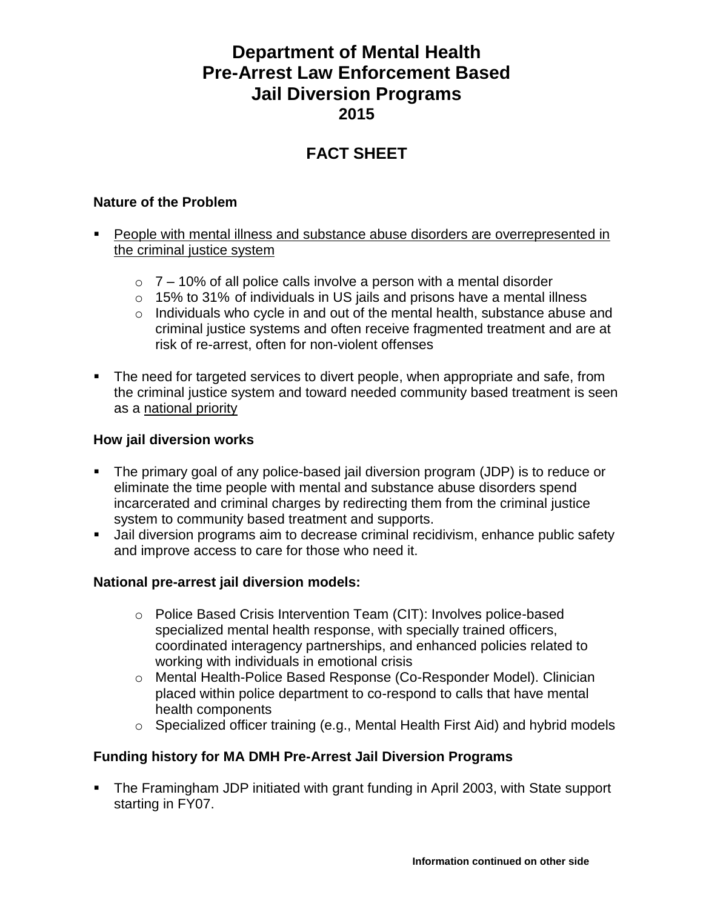# Department of Mental Health
# Pre-Arrest Law Enforcement Based
# Jail Diversion Programs
## 2015

## FACT SHEET

### Nature of the Problem

- People with mental illness and substance abuse disorders are overrepresented in the criminal justice system
    - 7 – 10% of all police calls involve a person with a mental disorder
    - 15% to 31% of individuals in US jails and prisons have a mental illness
    - Individuals who cycle in and out of the mental health, substance abuse and criminal justice systems and often receive fragmented treatment and are at risk of re-arrest, often for non-violent offenses
- The need for targeted services to divert people, when appropriate and safe, from the criminal justice system and toward needed community based treatment is seen as a national priority

### How jail diversion works

- The primary goal of any police-based jail diversion program (JDP) is to reduce or eliminate the time people with mental and substance abuse disorders spend incarcerated and criminal charges by redirecting them from the criminal justice system to community based treatment and supports.
- Jail diversion programs aim to decrease criminal recidivism, enhance public safety and improve access to care for those who need it.

### National pre-arrest jail diversion models:

- Police Based Crisis Intervention Team (CIT): Involves police-based specialized mental health response, with specially trained officers, coordinated interagency partnerships, and enhanced policies related to working with individuals in emotional crisis
- Mental Health-Police Based Response (Co-Responder Model). Clinician placed within police department to co-respond to calls that have mental health components
- Specialized officer training (e.g., Mental Health First Aid) and hybrid models

### Funding history for MA DMH Pre-Arrest Jail Diversion Programs

- The Framingham JDP initiated with grant funding in April 2003, with State support starting in FY07.

**Information continued on other side**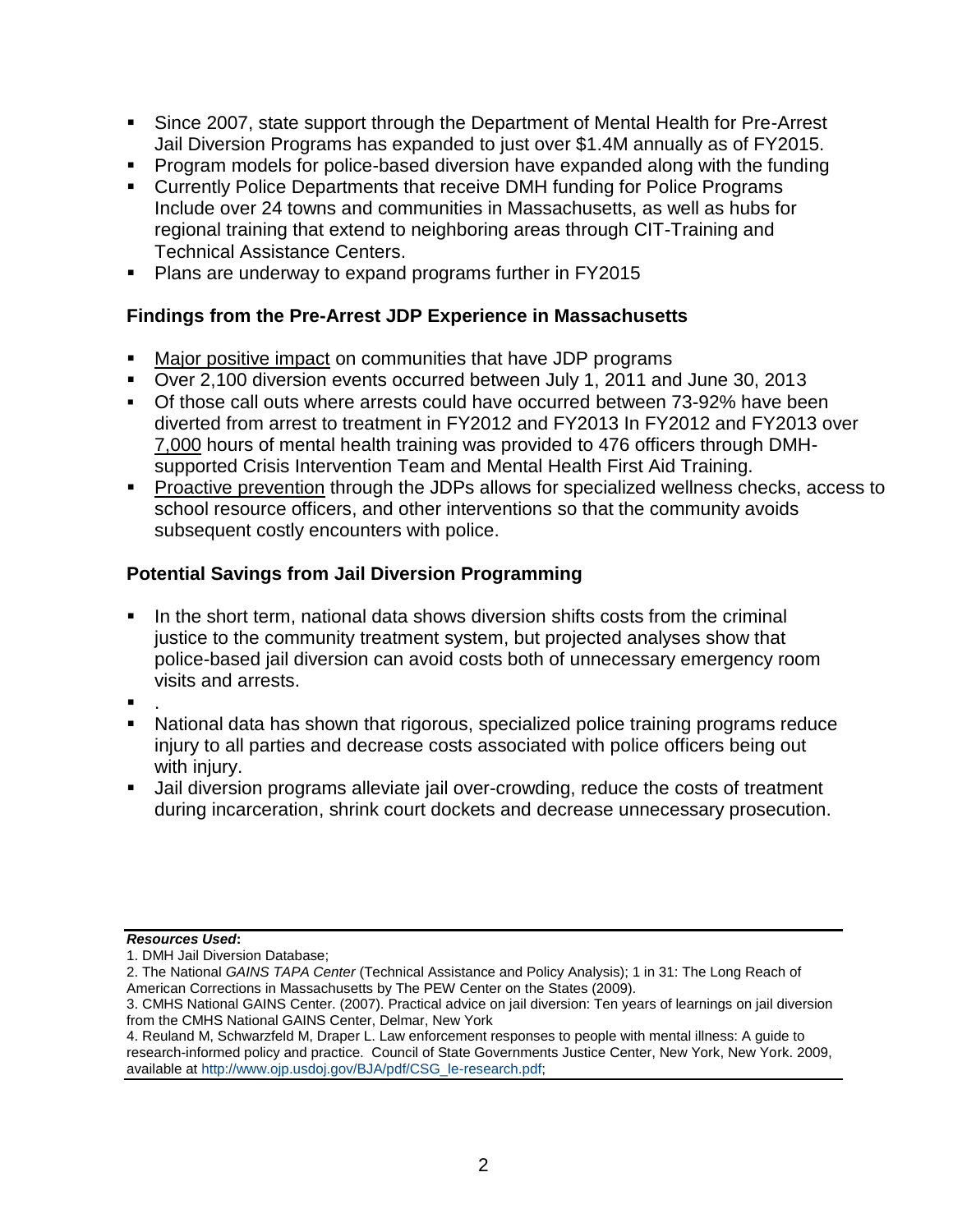- Since 2007, state support through the Department of Mental Health for Pre-Arrest Jail Diversion Programs has expanded to just over $1.4M annually as of FY2015.
- Program models for police-based diversion have expanded along with the funding
- Currently Police Departments that receive DMH funding for Police Programs Include over 24 towns and communities in Massachusetts, as well as hubs for regional training that extend to neighboring areas through CIT-Training and Technical Assistance Centers.
- Plans are underway to expand programs further in FY2015

### Findings from the Pre-Arrest JDP Experience in Massachusetts

- Major positive impact on communities that have JDP programs
- Over 2,100 diversion events occurred between July 1, 2011 and June 30, 2013
- Of those call outs where arrests could have occurred between 73-92% have been diverted from arrest to treatment in FY2012 and FY2013 In FY2012 and FY2013 over 7,000 hours of mental health training was provided to 476 officers through DMH-supported Crisis Intervention Team and Mental Health First Aid Training.
- Proactive prevention through the JDPs allows for specialized wellness checks, access to school resource officers, and other interventions so that the community avoids subsequent costly encounters with police.

### Potential Savings from Jail Diversion Programming

- In the short term, national data shows diversion shifts costs from the criminal justice to the community treatment system, but projected analyses show that police-based jail diversion can avoid costs both of unnecessary emergency room visits and arrests.
- .
- National data has shown that rigorous, specialized police training programs reduce injury to all parties and decrease costs associated with police officers being out with injury.
- Jail diversion programs alleviate jail over-crowding, reduce the costs of treatment during incarceration, shrink court dockets and decrease unnecessary prosecution.

***Resources Used*:**

1. DMH Jail Diversion Database;
2. The National *GAINS TAPA Center* (Technical Assistance and Policy Analysis); 1 in 31: The Long Reach of American Corrections in Massachusetts by The PEW Center on the States (2009).
3. CMHS National GAINS Center. (2007). Practical advice on jail diversion: Ten years of learnings on jail diversion from the CMHS National GAINS Center, Delmar, New York
4. Reuland M, Schwarzfeld M, Draper L. Law enforcement responses to people with mental illness: A guide to research-informed policy and practice. Council of State Governments Justice Center, New York, New York. 2009, available at http://www.ojp.usdoj.gov/BJA/pdf/CSG_le-research.pdf;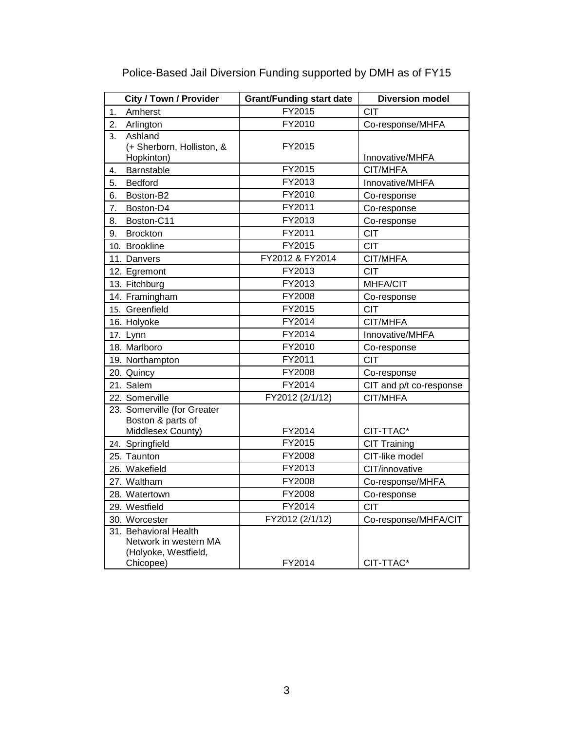Police-Based Jail Diversion Funding supported by DMH as of FY15

| City / Town / Provider | Grant/Funding start date | Diversion model |
|---|---|---|
| 1. Amherst | FY2015 | CIT |
| 2. Arlington | FY2010 | Co-response/MHFA |
| 3. Ashland (+ Sherborn, Holliston, & Hopkinton) | FY2015 | Innovative/MHFA |
| 4. Barnstable | FY2015 | CIT/MHFA |
| 5. Bedford | FY2013 | Innovative/MHFA |
| 6. Boston-B2 | FY2010 | Co-response |
| 7. Boston-D4 | FY2011 | Co-response |
| 8. Boston-C11 | FY2013 | Co-response |
| 9. Brockton | FY2011 | CIT |
| 10. Brookline | FY2015 | CIT |
| 11. Danvers | FY2012 & FY2014 | CIT/MHFA |
| 12. Egremont | FY2013 | CIT |
| 13. Fitchburg | FY2013 | MHFA/CIT |
| 14. Framingham | FY2008 | Co-response |
| 15. Greenfield | FY2015 | CIT |
| 16. Holyoke | FY2014 | CIT/MHFA |
| 17. Lynn | FY2014 | Innovative/MHFA |
| 18. Marlboro | FY2010 | Co-response |
| 19. Northampton | FY2011 | CIT |
| 20. Quincy | FY2008 | Co-response |
| 21. Salem | FY2014 | CIT and p/t co-response |
| 22. Somerville | FY2012 (2/1/12) | CIT/MHFA |
| 23. Somerville (for Greater Boston & parts of Middlesex County) | FY2014 | CIT-TTAC* |
| 24. Springfield | FY2015 | CIT Training |
| 25. Taunton | FY2008 | CIT-like model |
| 26. Wakefield | FY2013 | CIT/innovative |
| 27. Waltham | FY2008 | Co-response/MHFA |
| 28. Watertown | FY2008 | Co-response |
| 29. Westfield | FY2014 | CIT |
| 30. Worcester | FY2012 (2/1/12) | Co-response/MHFA/CIT |
| 31. Behavioral Health Network in western MA (Holyoke, Westfield, Chicopee) | FY2014 | CIT-TTAC* |